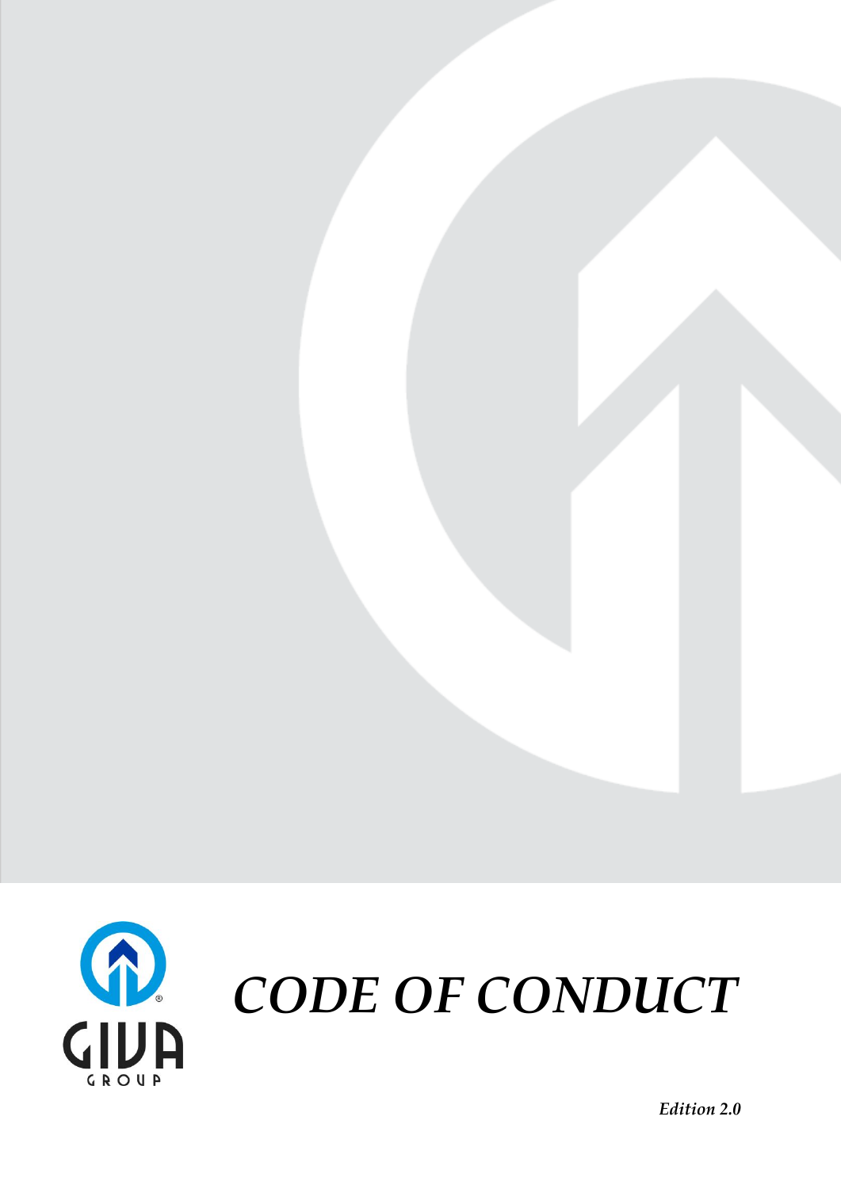# *CODE OF CONDUCT*

***Edition 2.0***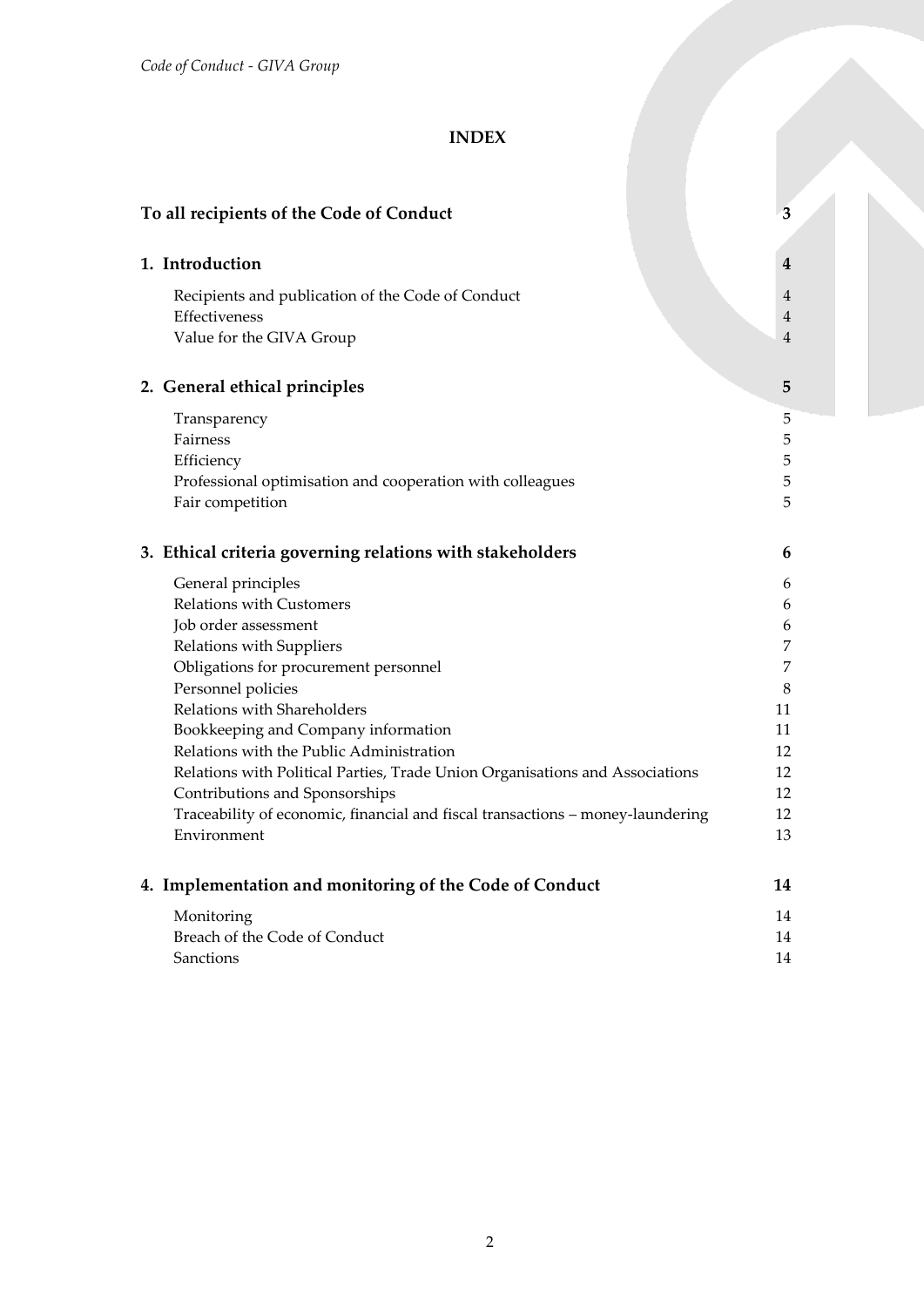# INDEX

| | |
|---|---|
| **To all recipients of the Code of Conduct** | **3** |
| **1. Introduction** | **4** |
| Recipients and publication of the Code of Conduct | 4 |
| Effectiveness | 4 |
| Value for the GIVA Group | 4 |
| **2. General ethical principles** | **5** |
| Transparency | 5 |
| Fairness | 5 |
| Efficiency | 5 |
| Professional optimisation and cooperation with colleagues | 5 |
| Fair competition | 5 |
| **3. Ethical criteria governing relations with stakeholders** | **6** |
| General principles | 6 |
| Relations with Customers | 6 |
| Job order assessment | 6 |
| Relations with Suppliers | 7 |
| Obligations for procurement personnel | 7 |
| Personnel policies | 8 |
| Relations with Shareholders | 11 |
| Bookkeeping and Company information | 11 |
| Relations with the Public Administration | 12 |
| Relations with Political Parties, Trade Union Organisations and Associations | 12 |
| Contributions and Sponsorships | 12 |
| Traceability of economic, financial and fiscal transactions – money-laundering | 12 |
| Environment | 13 |
| **4. Implementation and monitoring of the Code of Conduct** | **14** |
| Monitoring | 14 |
| Breach of the Code of Conduct | 14 |
| Sanctions | 14 |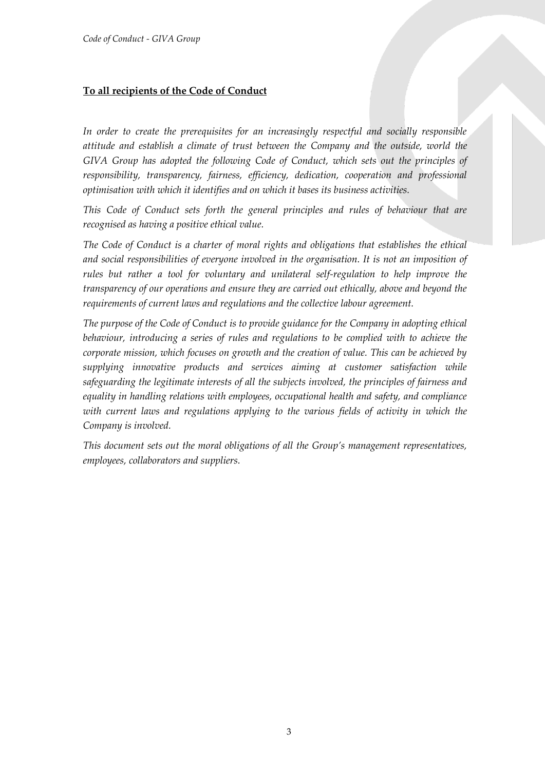**To all recipients of the Code of Conduct**

*In order to create the prerequisites for an increasingly respectful and socially responsible attitude and establish a climate of trust between the Company and the outside, world the GIVA Group has adopted the following Code of Conduct, which sets out the principles of responsibility, transparency, fairness, efficiency, dedication, cooperation and professional optimisation with which it identifies and on which it bases its business activities.*

*This Code of Conduct sets forth the general principles and rules of behaviour that are recognised as having a positive ethical value.*

*The Code of Conduct is a charter of moral rights and obligations that establishes the ethical and social responsibilities of everyone involved in the organisation. It is not an imposition of rules but rather a tool for voluntary and unilateral self-regulation to help improve the transparency of our operations and ensure they are carried out ethically, above and beyond the requirements of current laws and regulations and the collective labour agreement.*

*The purpose of the Code of Conduct is to provide guidance for the Company in adopting ethical behaviour, introducing a series of rules and regulations to be complied with to achieve the corporate mission, which focuses on growth and the creation of value. This can be achieved by supplying innovative products and services aiming at customer satisfaction while safeguarding the legitimate interests of all the subjects involved, the principles of fairness and equality in handling relations with employees, occupational health and safety, and compliance with current laws and regulations applying to the various fields of activity in which the Company is involved.*

*This document sets out the moral obligations of all the Group's management representatives, employees, collaborators and suppliers.*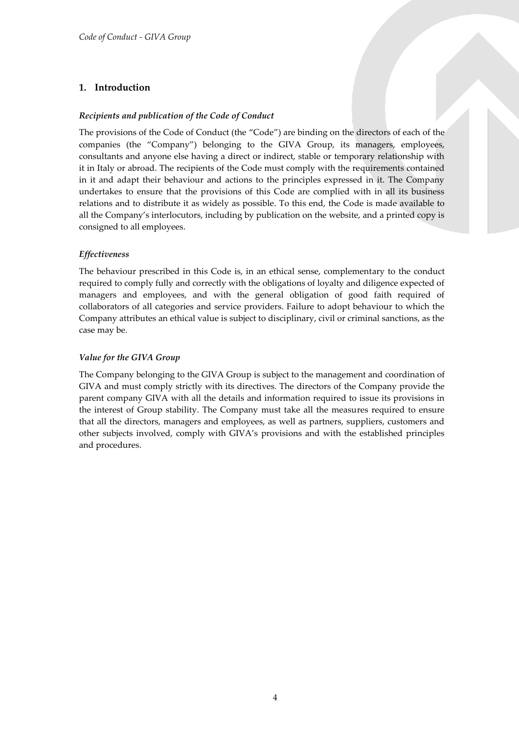## 1. Introduction

### *Recipients and publication of the Code of Conduct*

The provisions of the Code of Conduct (the "Code") are binding on the directors of each of the companies (the "Company") belonging to the GIVA Group, its managers, employees, consultants and anyone else having a direct or indirect, stable or temporary relationship with it in Italy or abroad. The recipients of the Code must comply with the requirements contained in it and adapt their behaviour and actions to the principles expressed in it. The Company undertakes to ensure that the provisions of this Code are complied with in all its business relations and to distribute it as widely as possible. To this end, the Code is made available to all the Company's interlocutors, including by publication on the website, and a printed copy is consigned to all employees.

### *Effectiveness*

The behaviour prescribed in this Code is, in an ethical sense, complementary to the conduct required to comply fully and correctly with the obligations of loyalty and diligence expected of managers and employees, and with the general obligation of good faith required of collaborators of all categories and service providers. Failure to adopt behaviour to which the Company attributes an ethical value is subject to disciplinary, civil or criminal sanctions, as the case may be.

### *Value for the GIVA Group*

The Company belonging to the GIVA Group is subject to the management and coordination of GIVA and must comply strictly with its directives. The directors of the Company provide the parent company GIVA with all the details and information required to issue its provisions in the interest of Group stability. The Company must take all the measures required to ensure that all the directors, managers and employees, as well as partners, suppliers, customers and other subjects involved, comply with GIVA's provisions and with the established principles and procedures.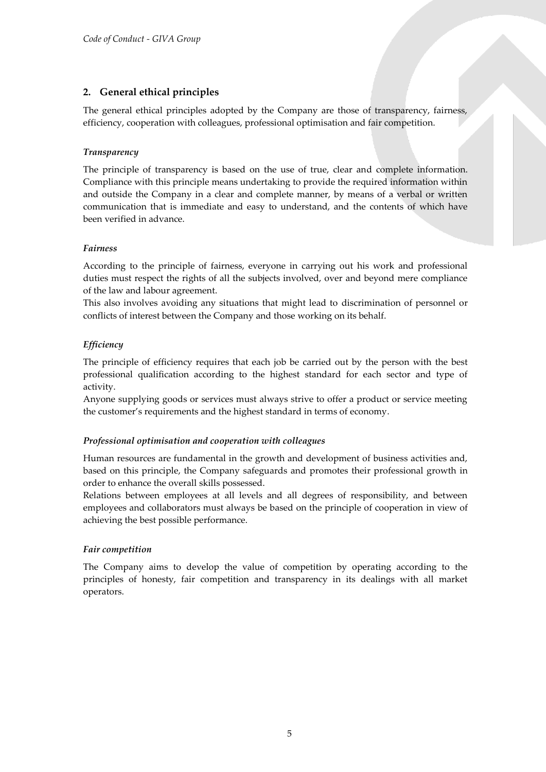## 2. General ethical principles

The general ethical principles adopted by the Company are those of transparency, fairness, efficiency, cooperation with colleagues, professional optimisation and fair competition.

### *Transparency*

The principle of transparency is based on the use of true, clear and complete information. Compliance with this principle means undertaking to provide the required information within and outside the Company in a clear and complete manner, by means of a verbal or written communication that is immediate and easy to understand, and the contents of which have been verified in advance.

### *Fairness*

According to the principle of fairness, everyone in carrying out his work and professional duties must respect the rights of all the subjects involved, over and beyond mere compliance of the law and labour agreement.
This also involves avoiding any situations that might lead to discrimination of personnel or conflicts of interest between the Company and those working on its behalf.

### *Efficiency*

The principle of efficiency requires that each job be carried out by the person with the best professional qualification according to the highest standard for each sector and type of activity.
Anyone supplying goods or services must always strive to offer a product or service meeting the customer's requirements and the highest standard in terms of economy.

### *Professional optimisation and cooperation with colleagues*

Human resources are fundamental in the growth and development of business activities and, based on this principle, the Company safeguards and promotes their professional growth in order to enhance the overall skills possessed.
Relations between employees at all levels and all degrees of responsibility, and between employees and collaborators must always be based on the principle of cooperation in view of achieving the best possible performance.

### *Fair competition*

The Company aims to develop the value of competition by operating according to the principles of honesty, fair competition and transparency in its dealings with all market operators.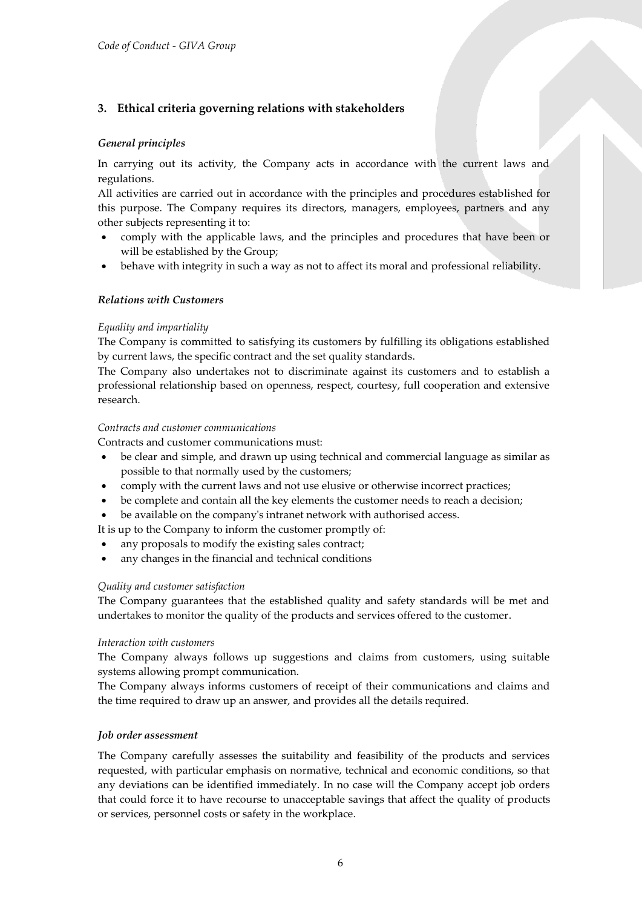## 3. Ethical criteria governing relations with stakeholders

***General principles***

In carrying out its activity, the Company acts in accordance with the current laws and regulations.

All activities are carried out in accordance with the principles and procedures established for this purpose. The Company requires its directors, managers, employees, partners and any other subjects representing it to:

- comply with the applicable laws, and the principles and procedures that have been or will be established by the Group;
- behave with integrity in such a way as not to affect its moral and professional reliability.

***Relations with Customers***

*Equality and impartiality*

The Company is committed to satisfying its customers by fulfilling its obligations established by current laws, the specific contract and the set quality standards.

The Company also undertakes not to discriminate against its customers and to establish a professional relationship based on openness, respect, courtesy, full cooperation and extensive research.

*Contracts and customer communications*

Contracts and customer communications must:

- be clear and simple, and drawn up using technical and commercial language as similar as possible to that normally used by the customers;
- comply with the current laws and not use elusive or otherwise incorrect practices;
- be complete and contain all the key elements the customer needs to reach a decision;
- be available on the company's intranet network with authorised access.

It is up to the Company to inform the customer promptly of:

- any proposals to modify the existing sales contract;
- any changes in the financial and technical conditions

*Quality and customer satisfaction*

The Company guarantees that the established quality and safety standards will be met and undertakes to monitor the quality of the products and services offered to the customer.

*Interaction with customers*

The Company always follows up suggestions and claims from customers, using suitable systems allowing prompt communication.

The Company always informs customers of receipt of their communications and claims and the time required to draw up an answer, and provides all the details required.

***Job order assessment***

The Company carefully assesses the suitability and feasibility of the products and services requested, with particular emphasis on normative, technical and economic conditions, so that any deviations can be identified immediately. In no case will the Company accept job orders that could force it to have recourse to unacceptable savings that affect the quality of products or services, personnel costs or safety in the workplace.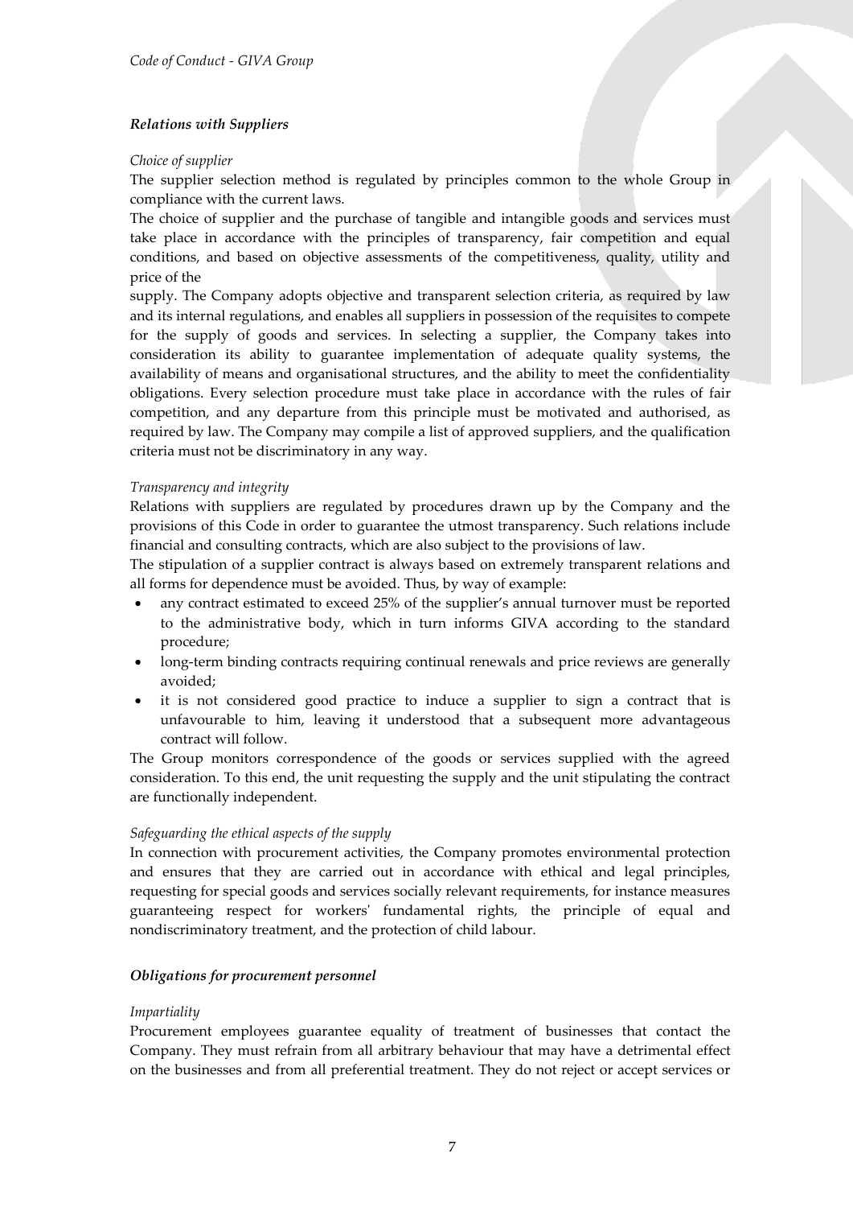### *Relations with Suppliers*

*Choice of supplier*

The supplier selection method is regulated by principles common to the whole Group in compliance with the current laws.

The choice of supplier and the purchase of tangible and intangible goods and services must take place in accordance with the principles of transparency, fair competition and equal conditions, and based on objective assessments of the competitiveness, quality, utility and price of the supply. The Company adopts objective and transparent selection criteria, as required by law and its internal regulations, and enables all suppliers in possession of the requisites to compete for the supply of goods and services. In selecting a supplier, the Company takes into consideration its ability to guarantee implementation of adequate quality systems, the availability of means and organisational structures, and the ability to meet the confidentiality obligations. Every selection procedure must take place in accordance with the rules of fair competition, and any departure from this principle must be motivated and authorised, as required by law. The Company may compile a list of approved suppliers, and the qualification criteria must not be discriminatory in any way.

*Transparency and integrity*

Relations with suppliers are regulated by procedures drawn up by the Company and the provisions of this Code in order to guarantee the utmost transparency. Such relations include financial and consulting contracts, which are also subject to the provisions of law.

The stipulation of a supplier contract is always based on extremely transparent relations and all forms for dependence must be avoided. Thus, by way of example:

- any contract estimated to exceed 25% of the supplier's annual turnover must be reported to the administrative body, which in turn informs GIVA according to the standard procedure;
- long-term binding contracts requiring continual renewals and price reviews are generally avoided;
- it is not considered good practice to induce a supplier to sign a contract that is unfavourable to him, leaving it understood that a subsequent more advantageous contract will follow.

The Group monitors correspondence of the goods or services supplied with the agreed consideration. To this end, the unit requesting the supply and the unit stipulating the contract are functionally independent.

*Safeguarding the ethical aspects of the supply*

In connection with procurement activities, the Company promotes environmental protection and ensures that they are carried out in accordance with ethical and legal principles, requesting for special goods and services socially relevant requirements, for instance measures guaranteeing respect for workers' fundamental rights, the principle of equal and nondiscriminatory treatment, and the protection of child labour.

### *Obligations for procurement personnel*

*Impartiality*

Procurement employees guarantee equality of treatment of businesses that contact the Company. They must refrain from all arbitrary behaviour that may have a detrimental effect on the businesses and from all preferential treatment. They do not reject or accept services or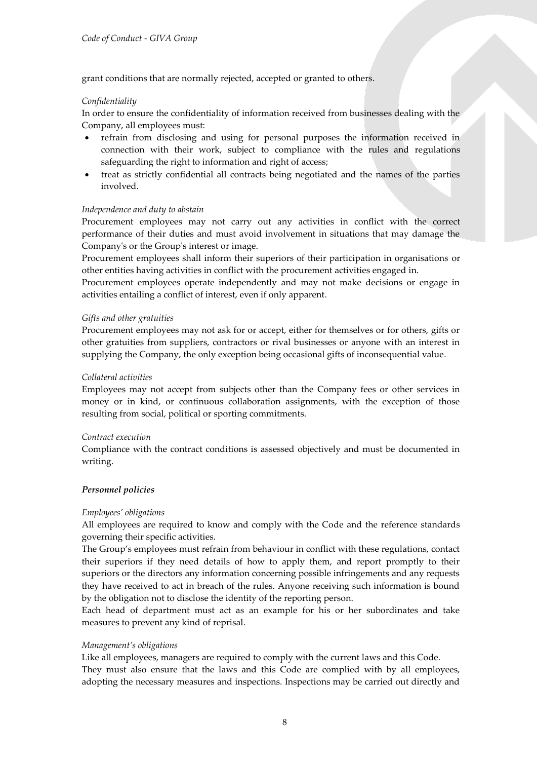grant conditions that are normally rejected, accepted or granted to others.

*Confidentiality*

In order to ensure the confidentiality of information received from businesses dealing with the Company, all employees must:

- refrain from disclosing and using for personal purposes the information received in connection with their work, subject to compliance with the rules and regulations safeguarding the right to information and right of access;
- treat as strictly confidential all contracts being negotiated and the names of the parties involved.

*Independence and duty to abstain*

Procurement employees may not carry out any activities in conflict with the correct performance of their duties and must avoid involvement in situations that may damage the Company's or the Group's interest or image.

Procurement employees shall inform their superiors of their participation in organisations or other entities having activities in conflict with the procurement activities engaged in.

Procurement employees operate independently and may not make decisions or engage in activities entailing a conflict of interest, even if only apparent.

*Gifts and other gratuities*

Procurement employees may not ask for or accept, either for themselves or for others, gifts or other gratuities from suppliers, contractors or rival businesses or anyone with an interest in supplying the Company, the only exception being occasional gifts of inconsequential value.

*Collateral activities*

Employees may not accept from subjects other than the Company fees or other services in money or in kind, or continuous collaboration assignments, with the exception of those resulting from social, political or sporting commitments.

*Contract execution*

Compliance with the contract conditions is assessed objectively and must be documented in writing.

***Personnel policies***

*Employees' obligations*

All employees are required to know and comply with the Code and the reference standards governing their specific activities.

The Group's employees must refrain from behaviour in conflict with these regulations, contact their superiors if they need details of how to apply them, and report promptly to their superiors or the directors any information concerning possible infringements and any requests they have received to act in breach of the rules. Anyone receiving such information is bound by the obligation not to disclose the identity of the reporting person.

Each head of department must act as an example for his or her subordinates and take measures to prevent any kind of reprisal.

*Management's obligations*

Like all employees, managers are required to comply with the current laws and this Code.

They must also ensure that the laws and this Code are complied with by all employees, adopting the necessary measures and inspections. Inspections may be carried out directly and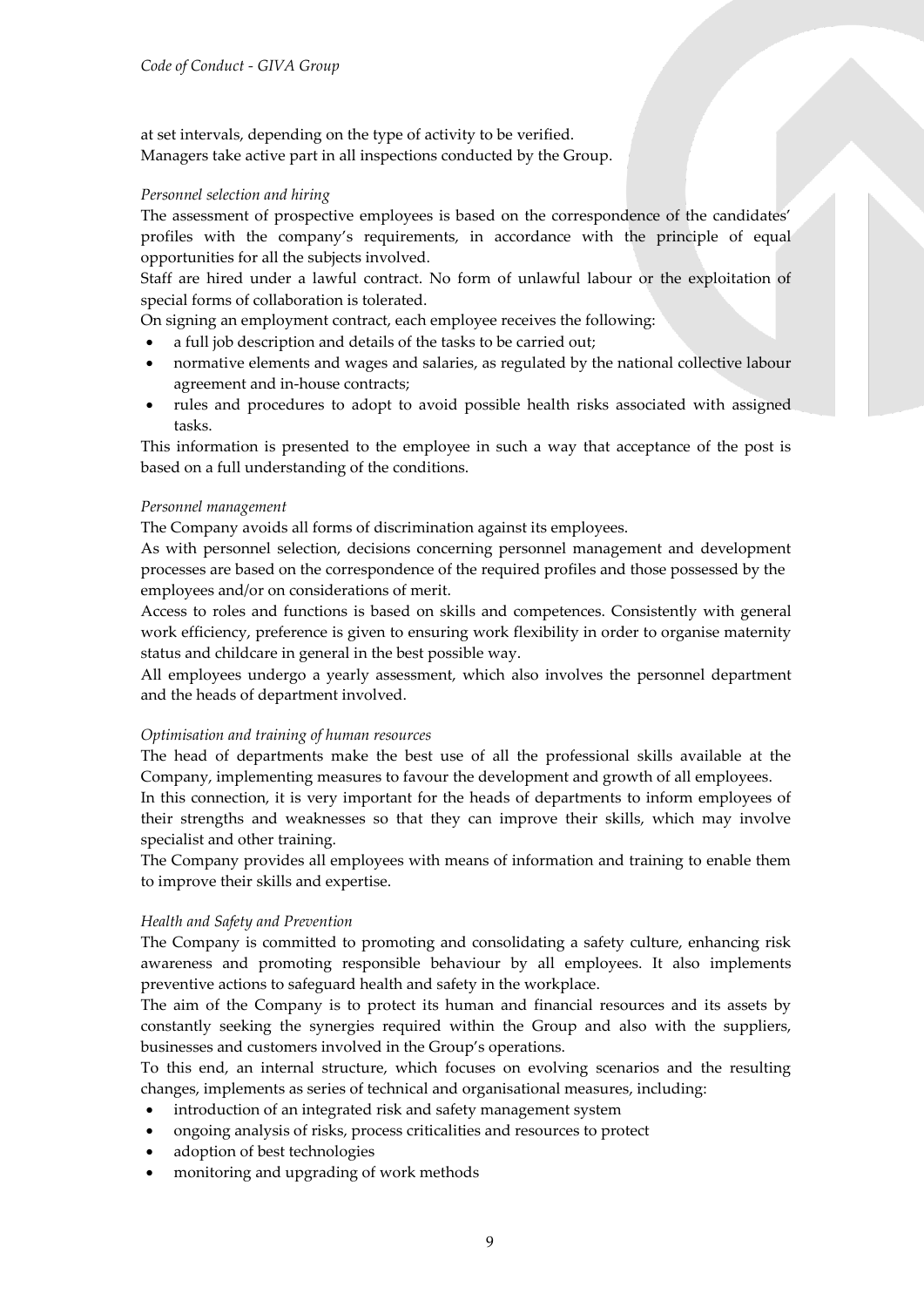at set intervals, depending on the type of activity to be verified.
Managers take active part in all inspections conducted by the Group.

*Personnel selection and hiring*

The assessment of prospective employees is based on the correspondence of the candidates' profiles with the company's requirements, in accordance with the principle of equal opportunities for all the subjects involved.

Staff are hired under a lawful contract. No form of unlawful labour or the exploitation of special forms of collaboration is tolerated.

On signing an employment contract, each employee receives the following:

- a full job description and details of the tasks to be carried out;
- normative elements and wages and salaries, as regulated by the national collective labour agreement and in-house contracts;
- rules and procedures to adopt to avoid possible health risks associated with assigned tasks.

This information is presented to the employee in such a way that acceptance of the post is based on a full understanding of the conditions.

*Personnel management*

The Company avoids all forms of discrimination against its employees.

As with personnel selection, decisions concerning personnel management and development processes are based on the correspondence of the required profiles and those possessed by the employees and/or on considerations of merit.

Access to roles and functions is based on skills and competences. Consistently with general work efficiency, preference is given to ensuring work flexibility in order to organise maternity status and childcare in general in the best possible way.

All employees undergo a yearly assessment, which also involves the personnel department and the heads of department involved.

*Optimisation and training of human resources*

The head of departments make the best use of all the professional skills available at the Company, implementing measures to favour the development and growth of all employees.

In this connection, it is very important for the heads of departments to inform employees of their strengths and weaknesses so that they can improve their skills, which may involve specialist and other training.

The Company provides all employees with means of information and training to enable them to improve their skills and expertise.

*Health and Safety and Prevention*

The Company is committed to promoting and consolidating a safety culture, enhancing risk awareness and promoting responsible behaviour by all employees. It also implements preventive actions to safeguard health and safety in the workplace.

The aim of the Company is to protect its human and financial resources and its assets by constantly seeking the synergies required within the Group and also with the suppliers, businesses and customers involved in the Group's operations.

To this end, an internal structure, which focuses on evolving scenarios and the resulting changes, implements as series of technical and organisational measures, including:

- introduction of an integrated risk and safety management system
- ongoing analysis of risks, process criticalities and resources to protect
- adoption of best technologies
- monitoring and upgrading of work methods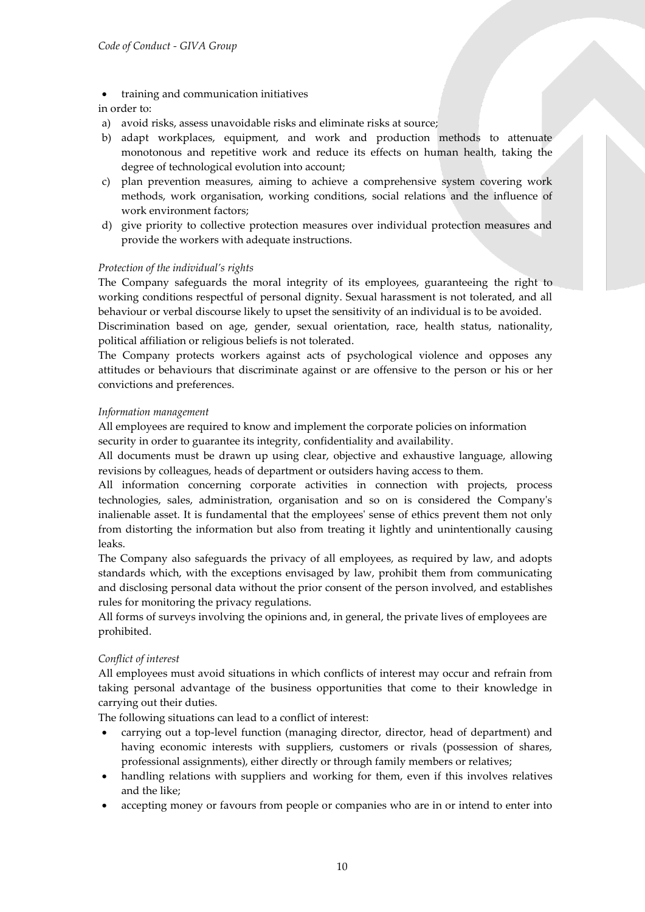- training and communication initiatives

in order to:

a) avoid risks, assess unavoidable risks and eliminate risks at source;
b) adapt workplaces, equipment, and work and production methods to attenuate monotonous and repetitive work and reduce its effects on human health, taking the degree of technological evolution into account;
c) plan prevention measures, aiming to achieve a comprehensive system covering work methods, work organisation, working conditions, social relations and the influence of work environment factors;
d) give priority to collective protection measures over individual protection measures and provide the workers with adequate instructions.

*Protection of the individual's rights*

The Company safeguards the moral integrity of its employees, guaranteeing the right to working conditions respectful of personal dignity. Sexual harassment is not tolerated, and all behaviour or verbal discourse likely to upset the sensitivity of an individual is to be avoided.
Discrimination based on age, gender, sexual orientation, race, health status, nationality, political affiliation or religious beliefs is not tolerated.
The Company protects workers against acts of psychological violence and opposes any attitudes or behaviours that discriminate against or are offensive to the person or his or her convictions and preferences.

*Information management*

All employees are required to know and implement the corporate policies on information security in order to guarantee its integrity, confidentiality and availability.
All documents must be drawn up using clear, objective and exhaustive language, allowing revisions by colleagues, heads of department or outsiders having access to them.
All information concerning corporate activities in connection with projects, process technologies, sales, administration, organisation and so on is considered the Company's inalienable asset. It is fundamental that the employees' sense of ethics prevent them not only from distorting the information but also from treating it lightly and unintentionally causing leaks.
The Company also safeguards the privacy of all employees, as required by law, and adopts standards which, with the exceptions envisaged by law, prohibit them from communicating and disclosing personal data without the prior consent of the person involved, and establishes rules for monitoring the privacy regulations.
All forms of surveys involving the opinions and, in general, the private lives of employees are prohibited.

*Conflict of interest*

All employees must avoid situations in which conflicts of interest may occur and refrain from taking personal advantage of the business opportunities that come to their knowledge in carrying out their duties.
The following situations can lead to a conflict of interest:

- carrying out a top-level function (managing director, director, head of department) and having economic interests with suppliers, customers or rivals (possession of shares, professional assignments), either directly or through family members or relatives;
- handling relations with suppliers and working for them, even if this involves relatives and the like;
- accepting money or favours from people or companies who are in or intend to enter into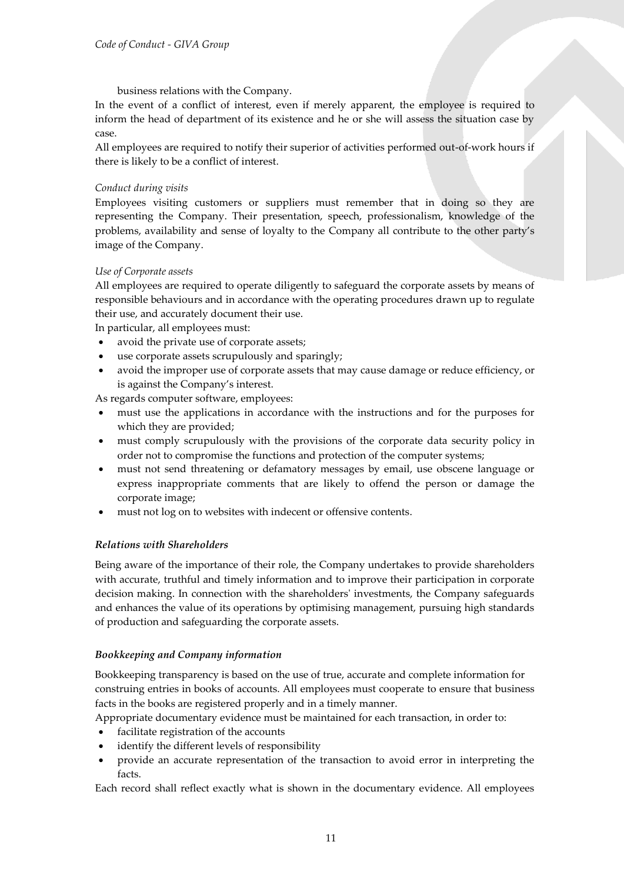business relations with the Company.

In the event of a conflict of interest, even if merely apparent, the employee is required to inform the head of department of its existence and he or she will assess the situation case by case.

All employees are required to notify their superior of activities performed out-of-work hours if there is likely to be a conflict of interest.

*Conduct during visits*

Employees visiting customers or suppliers must remember that in doing so they are representing the Company. Their presentation, speech, professionalism, knowledge of the problems, availability and sense of loyalty to the Company all contribute to the other party's image of the Company.

*Use of Corporate assets*

All employees are required to operate diligently to safeguard the corporate assets by means of responsible behaviours and in accordance with the operating procedures drawn up to regulate their use, and accurately document their use.

In particular, all employees must:

- avoid the private use of corporate assets;
- use corporate assets scrupulously and sparingly;
- avoid the improper use of corporate assets that may cause damage or reduce efficiency, or is against the Company's interest.

As regards computer software, employees:

- must use the applications in accordance with the instructions and for the purposes for which they are provided;
- must comply scrupulously with the provisions of the corporate data security policy in order not to compromise the functions and protection of the computer systems;
- must not send threatening or defamatory messages by email, use obscene language or express inappropriate comments that are likely to offend the person or damage the corporate image;
- must not log on to websites with indecent or offensive contents.

***Relations with Shareholders***

Being aware of the importance of their role, the Company undertakes to provide shareholders with accurate, truthful and timely information and to improve their participation in corporate decision making. In connection with the shareholders' investments, the Company safeguards and enhances the value of its operations by optimising management, pursuing high standards of production and safeguarding the corporate assets.

***Bookkeeping and Company information***

Bookkeeping transparency is based on the use of true, accurate and complete information for construing entries in books of accounts. All employees must cooperate to ensure that business facts in the books are registered properly and in a timely manner.

Appropriate documentary evidence must be maintained for each transaction, in order to:

- facilitate registration of the accounts
- identify the different levels of responsibility
- provide an accurate representation of the transaction to avoid error in interpreting the facts.

Each record shall reflect exactly what is shown in the documentary evidence. All employees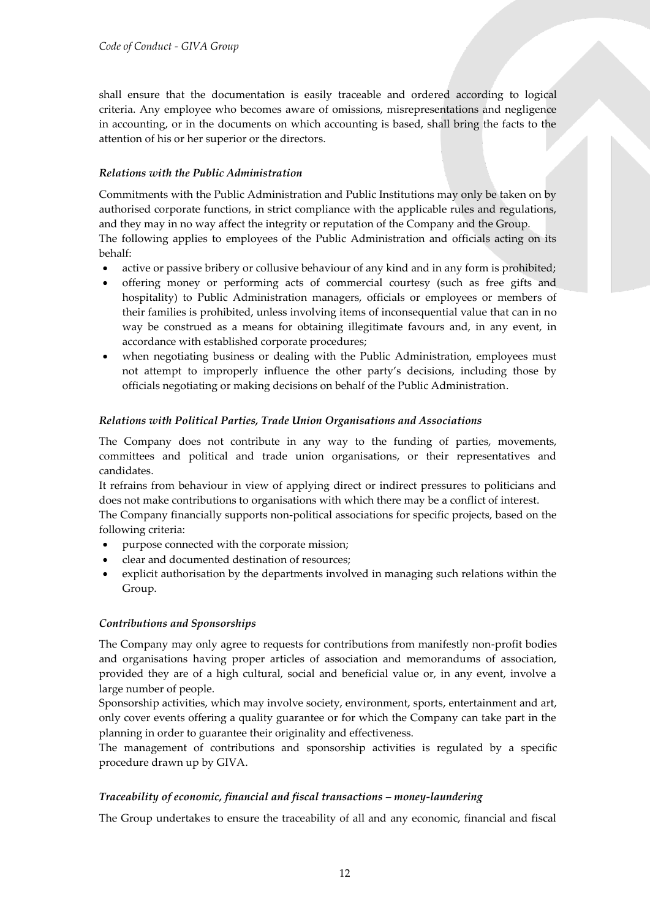shall ensure that the documentation is easily traceable and ordered according to logical criteria. Any employee who becomes aware of omissions, misrepresentations and negligence in accounting, or in the documents on which accounting is based, shall bring the facts to the attention of his or her superior or the directors.

### *Relations with the Public Administration*

Commitments with the Public Administration and Public Institutions may only be taken on by authorised corporate functions, in strict compliance with the applicable rules and regulations, and they may in no way affect the integrity or reputation of the Company and the Group.
The following applies to employees of the Public Administration and officials acting on its behalf:

- active or passive bribery or collusive behaviour of any kind and in any form is prohibited;
- offering money or performing acts of commercial courtesy (such as free gifts and hospitality) to Public Administration managers, officials or employees or members of their families is prohibited, unless involving items of inconsequential value that can in no way be construed as a means for obtaining illegitimate favours and, in any event, in accordance with established corporate procedures;
- when negotiating business or dealing with the Public Administration, employees must not attempt to improperly influence the other party's decisions, including those by officials negotiating or making decisions on behalf of the Public Administration.

### *Relations with Political Parties, Trade Union Organisations and Associations*

The Company does not contribute in any way to the funding of parties, movements, committees and political and trade union organisations, or their representatives and candidates.
It refrains from behaviour in view of applying direct or indirect pressures to politicians and does not make contributions to organisations with which there may be a conflict of interest.
The Company financially supports non-political associations for specific projects, based on the following criteria:

- purpose connected with the corporate mission;
- clear and documented destination of resources;
- explicit authorisation by the departments involved in managing such relations within the Group.

### *Contributions and Sponsorships*

The Company may only agree to requests for contributions from manifestly non-profit bodies and organisations having proper articles of association and memorandums of association, provided they are of a high cultural, social and beneficial value or, in any event, involve a large number of people.
Sponsorship activities, which may involve society, environment, sports, entertainment and art, only cover events offering a quality guarantee or for which the Company can take part in the planning in order to guarantee their originality and effectiveness.
The management of contributions and sponsorship activities is regulated by a specific procedure drawn up by GIVA.

### *Traceability of economic, financial and fiscal transactions – money-laundering*

The Group undertakes to ensure the traceability of all and any economic, financial and fiscal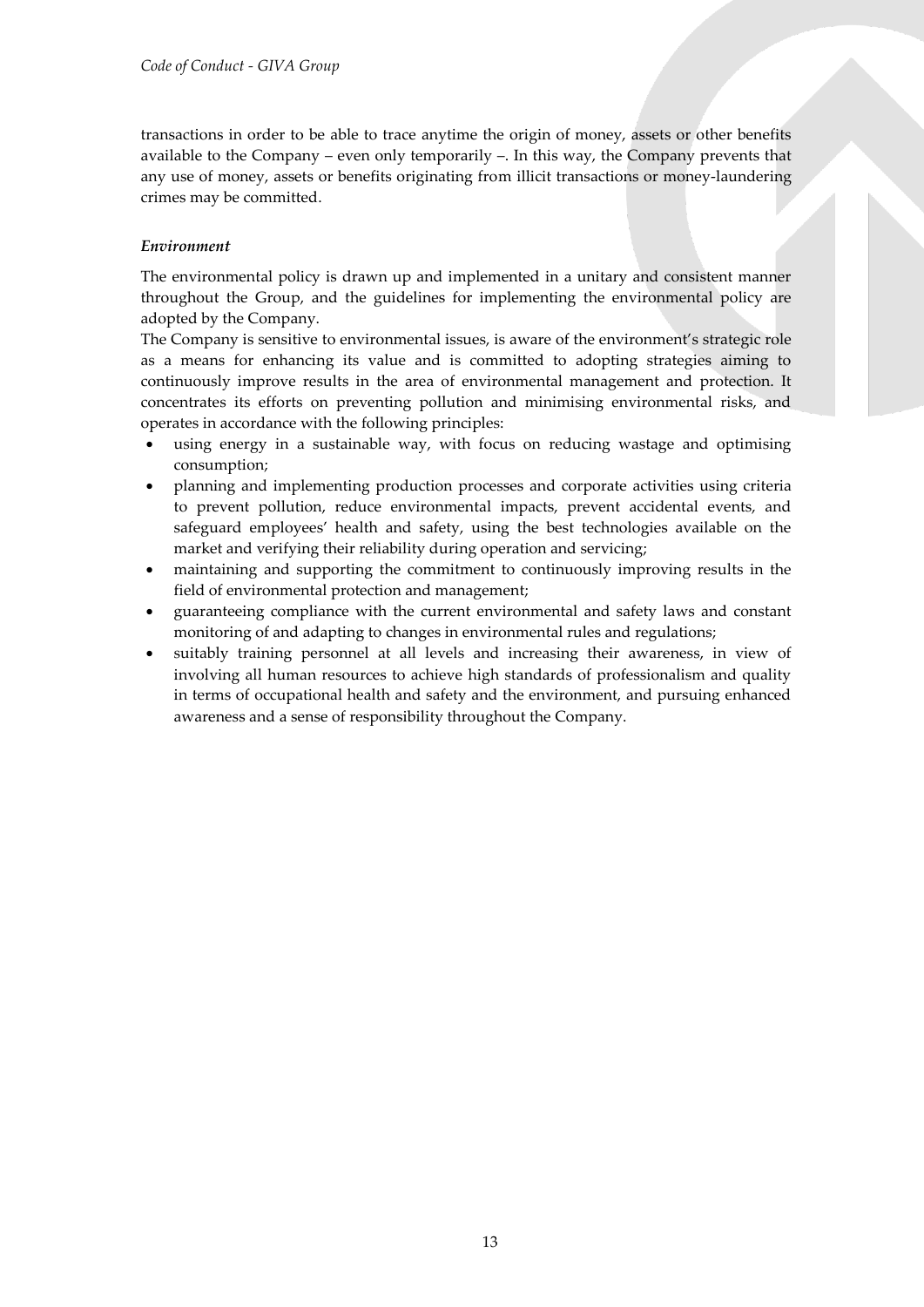transactions in order to be able to trace anytime the origin of money, assets or other benefits available to the Company – even only temporarily –. In this way, the Company prevents that any use of money, assets or benefits originating from illicit transactions or money-laundering crimes may be committed.

*Environment*

The environmental policy is drawn up and implemented in a unitary and consistent manner throughout the Group, and the guidelines for implementing the environmental policy are adopted by the Company.

The Company is sensitive to environmental issues, is aware of the environment's strategic role as a means for enhancing its value and is committed to adopting strategies aiming to continuously improve results in the area of environmental management and protection. It concentrates its efforts on preventing pollution and minimising environmental risks, and operates in accordance with the following principles:

- using energy in a sustainable way, with focus on reducing wastage and optimising consumption;
- planning and implementing production processes and corporate activities using criteria to prevent pollution, reduce environmental impacts, prevent accidental events, and safeguard employees' health and safety, using the best technologies available on the market and verifying their reliability during operation and servicing;
- maintaining and supporting the commitment to continuously improving results in the field of environmental protection and management;
- guaranteeing compliance with the current environmental and safety laws and constant monitoring of and adapting to changes in environmental rules and regulations;
- suitably training personnel at all levels and increasing their awareness, in view of involving all human resources to achieve high standards of professionalism and quality in terms of occupational health and safety and the environment, and pursuing enhanced awareness and a sense of responsibility throughout the Company.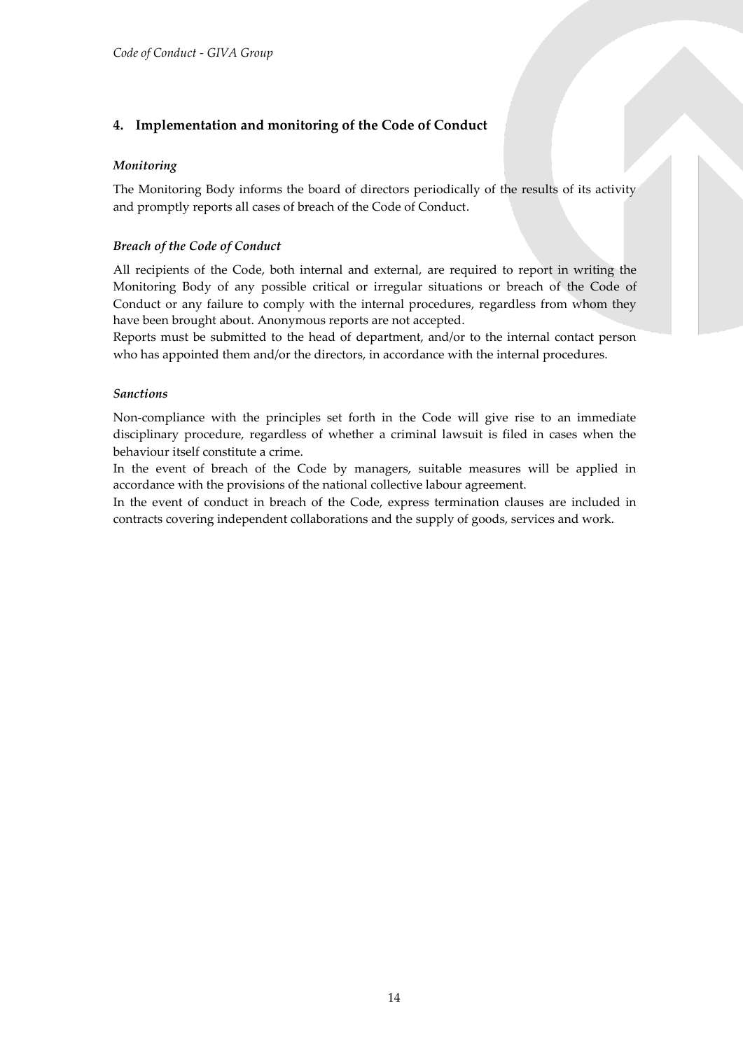## 4. Implementation and monitoring of the Code of Conduct

### *Monitoring*

The Monitoring Body informs the board of directors periodically of the results of its activity and promptly reports all cases of breach of the Code of Conduct.

### *Breach of the Code of Conduct*

All recipients of the Code, both internal and external, are required to report in writing the Monitoring Body of any possible critical or irregular situations or breach of the Code of Conduct or any failure to comply with the internal procedures, regardless from whom they have been brought about. Anonymous reports are not accepted.

Reports must be submitted to the head of department, and/or to the internal contact person who has appointed them and/or the directors, in accordance with the internal procedures.

### *Sanctions*

Non-compliance with the principles set forth in the Code will give rise to an immediate disciplinary procedure, regardless of whether a criminal lawsuit is filed in cases when the behaviour itself constitute a crime.

In the event of breach of the Code by managers, suitable measures will be applied in accordance with the provisions of the national collective labour agreement.

In the event of conduct in breach of the Code, express termination clauses are included in contracts covering independent collaborations and the supply of goods, services and work.